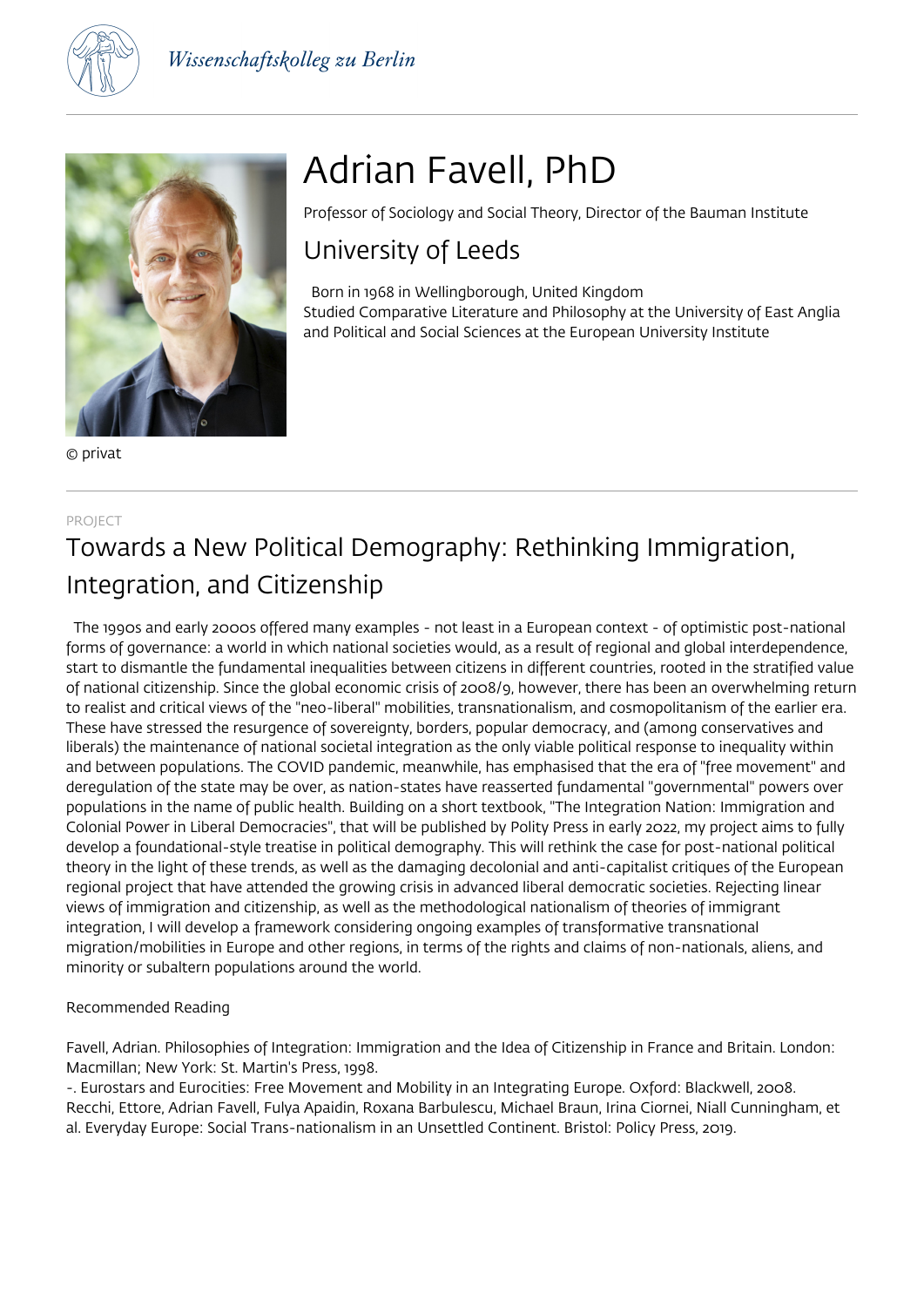Wissenschaftskolleg zu Berlin

© privat

# Adrian Favell, PhD

Professor of Sociology and Social Theory, Director of the Bauman Institute

## University of Leeds

Born in 1968 in Wellingborough, United Kingdom
Studied Comparative Literature and Philosophy at the University of East Anglia and Political and Social Sciences at the European University Institute

PROJECT

## Towards a New Political Demography: Rethinking Immigration, Integration, and Citizenship

The 1990s and early 2000s offered many examples - not least in a European context - of optimistic post-national forms of governance: a world in which national societies would, as a result of regional and global interdependence, start to dismantle the fundamental inequalities between citizens in different countries, rooted in the stratified value of national citizenship. Since the global economic crisis of 2008/9, however, there has been an overwhelming return to realist and critical views of the "neo-liberal" mobilities, transnationalism, and cosmopolitanism of the earlier era. These have stressed the resurgence of sovereignty, borders, popular democracy, and (among conservatives and liberals) the maintenance of national societal integration as the only viable political response to inequality within and between populations. The COVID pandemic, meanwhile, has emphasised that the era of "free movement" and deregulation of the state may be over, as nation-states have reasserted fundamental "governmental" powers over populations in the name of public health. Building on a short textbook, "The Integration Nation: Immigration and Colonial Power in Liberal Democracies", that will be published by Polity Press in early 2022, my project aims to fully develop a foundational-style treatise in political demography. This will rethink the case for post-national political theory in the light of these trends, as well as the damaging decolonial and anti-capitalist critiques of the European regional project that have attended the growing crisis in advanced liberal democratic societies. Rejecting linear views of immigration and citizenship, as well as the methodological nationalism of theories of immigrant integration, I will develop a framework considering ongoing examples of transformative transnational migration/mobilities in Europe and other regions, in terms of the rights and claims of non-nationals, aliens, and minority or subaltern populations around the world.

Recommended Reading

Favell, Adrian. Philosophies of Integration: Immigration and the Idea of Citizenship in France and Britain. London: Macmillan; New York: St. Martin's Press, 1998.
-. Eurostars and Eurocities: Free Movement and Mobility in an Integrating Europe. Oxford: Blackwell, 2008.
Recchi, Ettore, Adrian Favell, Fulya Apaidin, Roxana Barbulescu, Michael Braun, Irina Ciornei, Niall Cunningham, et al. Everyday Europe: Social Trans-nationalism in an Unsettled Continent. Bristol: Policy Press, 2019.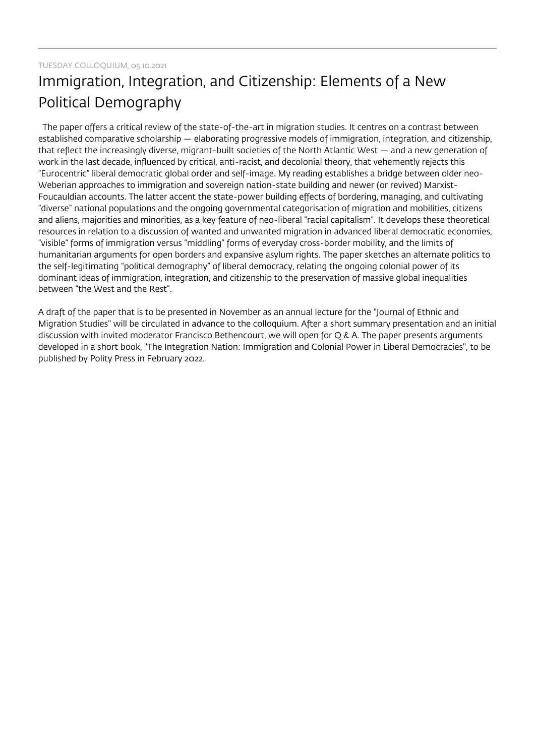TUESDAY COLLOQUIUM, 05.10.2021

# Immigration, Integration, and Citizenship: Elements of a New Political Demography

The paper offers a critical review of the state-of-the-art in migration studies. It centres on a contrast between established comparative scholarship — elaborating progressive models of immigration, integration, and citizenship, that reflect the increasingly diverse, migrant-built societies of the North Atlantic West — and a new generation of work in the last decade, influenced by critical, anti-racist, and decolonial theory, that vehemently rejects this "Eurocentric" liberal democratic global order and self-image. My reading establishes a bridge between older neo-Weberian approaches to immigration and sovereign nation-state building and newer (or revived) Marxist-Foucauldian accounts. The latter accent the state-power building effects of bordering, managing, and cultivating "diverse" national populations and the ongoing governmental categorisation of migration and mobilities, citizens and aliens, majorities and minorities, as a key feature of neo-liberal "racial capitalism". It develops these theoretical resources in relation to a discussion of wanted and unwanted migration in advanced liberal democratic economies, "visible" forms of immigration versus "middling" forms of everyday cross-border mobility, and the limits of humanitarian arguments for open borders and expansive asylum rights. The paper sketches an alternate politics to the self-legitimating "political demography" of liberal democracy, relating the ongoing colonial power of its dominant ideas of immigration, integration, and citizenship to the preservation of massive global inequalities between "the West and the Rest".

A draft of the paper that is to be presented in November as an annual lecture for the "Journal of Ethnic and Migration Studies" will be circulated in advance to the colloquium. After a short summary presentation and an initial discussion with invited moderator Francisco Bethencourt, we will open for Q & A. The paper presents arguments developed in a short book, "The Integration Nation: Immigration and Colonial Power in Liberal Democracies", to be published by Polity Press in February 2022.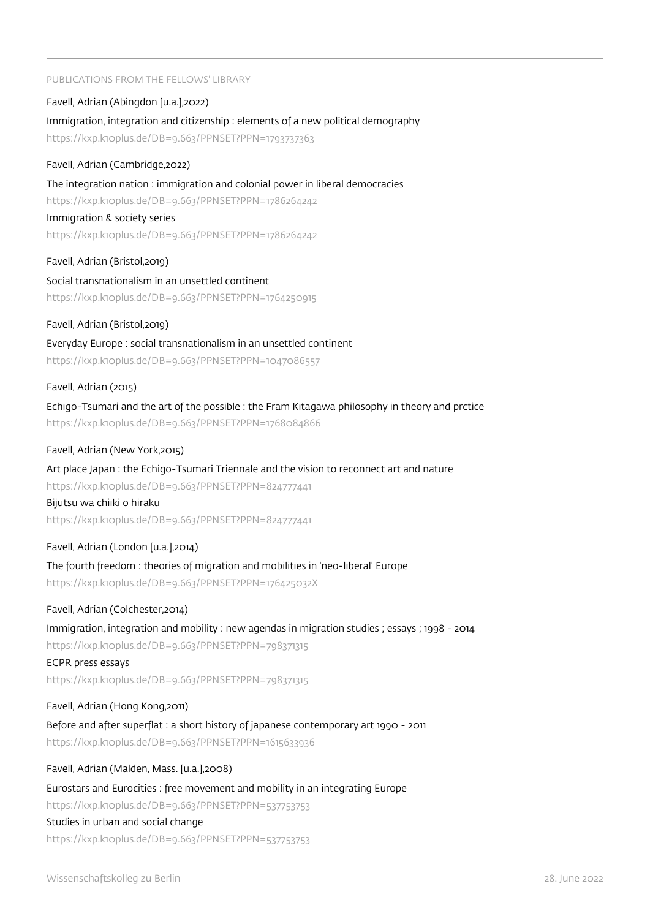PUBLICATIONS FROM THE FELLOWS' LIBRARY

Favell, Adrian (Abingdon [u.a.],2022)

Immigration, integration and citizenship : elements of a new political demography

https://kxp.k10plus.de/DB=9.663/PPNSET?PPN=1793737363

Favell, Adrian (Cambridge,2022)

The integration nation : immigration and colonial power in liberal democracies

https://kxp.k10plus.de/DB=9.663/PPNSET?PPN=1786264242

Immigration & society series

https://kxp.k10plus.de/DB=9.663/PPNSET?PPN=1786264242

Favell, Adrian (Bristol,2019)

Social transnationalism in an unsettled continent

https://kxp.k10plus.de/DB=9.663/PPNSET?PPN=1764250915

Favell, Adrian (Bristol,2019)

Everyday Europe : social transnationalism in an unsettled continent

https://kxp.k10plus.de/DB=9.663/PPNSET?PPN=1047086557

Favell, Adrian (2015)

Echigo-Tsumari and the art of the possible : the Fram Kitagawa philosophy in theory and prctice

https://kxp.k10plus.de/DB=9.663/PPNSET?PPN=1768084866

Favell, Adrian (New York,2015)

Art place Japan : the Echigo-Tsumari Triennale and the vision to reconnect art and nature

https://kxp.k10plus.de/DB=9.663/PPNSET?PPN=824777441

Bijutsu wa chiiki o hiraku

https://kxp.k10plus.de/DB=9.663/PPNSET?PPN=824777441

Favell, Adrian (London [u.a.],2014)

The fourth freedom : theories of migration and mobilities in 'neo-liberal' Europe

https://kxp.k10plus.de/DB=9.663/PPNSET?PPN=176425032X

Favell, Adrian (Colchester,2014)

Immigration, integration and mobility : new agendas in migration studies ; essays ; 1998 - 2014

https://kxp.k10plus.de/DB=9.663/PPNSET?PPN=798371315

ECPR press essays

https://kxp.k10plus.de/DB=9.663/PPNSET?PPN=798371315

Favell, Adrian (Hong Kong,2011)

Before and after superflat : a short history of japanese contemporary art 1990 - 2011

https://kxp.k10plus.de/DB=9.663/PPNSET?PPN=1615633936

Favell, Adrian (Malden, Mass. [u.a.],2008)

Eurostars and Eurocities : free movement and mobility in an integrating Europe

https://kxp.k10plus.de/DB=9.663/PPNSET?PPN=537753753

Studies in urban and social change

https://kxp.k10plus.de/DB=9.663/PPNSET?PPN=537753753